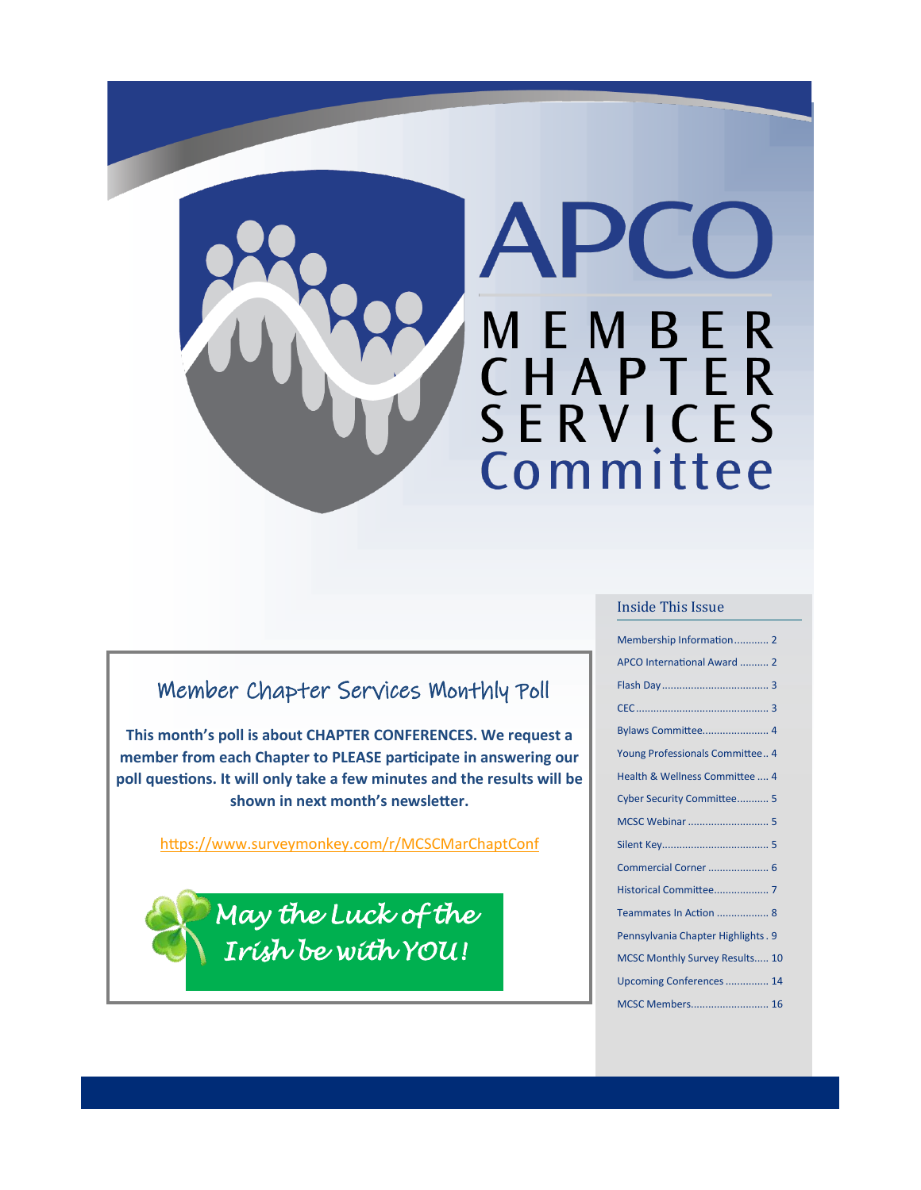# APCO MEMBER CHAPTER SERVICES Committee

## Member Chapter Services Monthly Poll

**This month's poll is about CHAPTER CONFERENCES. We request a member from each Chapter to PLEASE participate in answering our poll questions. It will only take a few minutes and the results will be shown in next month's newsletter.**

https://www.surveymonkey.com/r/MCSCMarChaptConf

*May the Luck of the Irish be with YOU!*

### Inside This Issue

- Membership Information............ 2
- APCO International Award .......... 2
- Flash Day..................................... 3
- CEC............................................. 3
- Bylaws Committee....................... 4
- Young Professionals Committee.. 4
- Health & Wellness Committee ..... 4
- Cyber Security Committee........... 5
- MCSC Webinar ............................ 5
- Silent Key..................................... 5
- Commercial Corner ..................... 6
- Historical Committee................... 7
- Teammates In Action .................. 8
- Pennsylvania Chapter Highlights . 9
- MCSC Monthly Survey Results..... 10
- Upcoming Conferences ............... 14
- MCSC Members........................... 16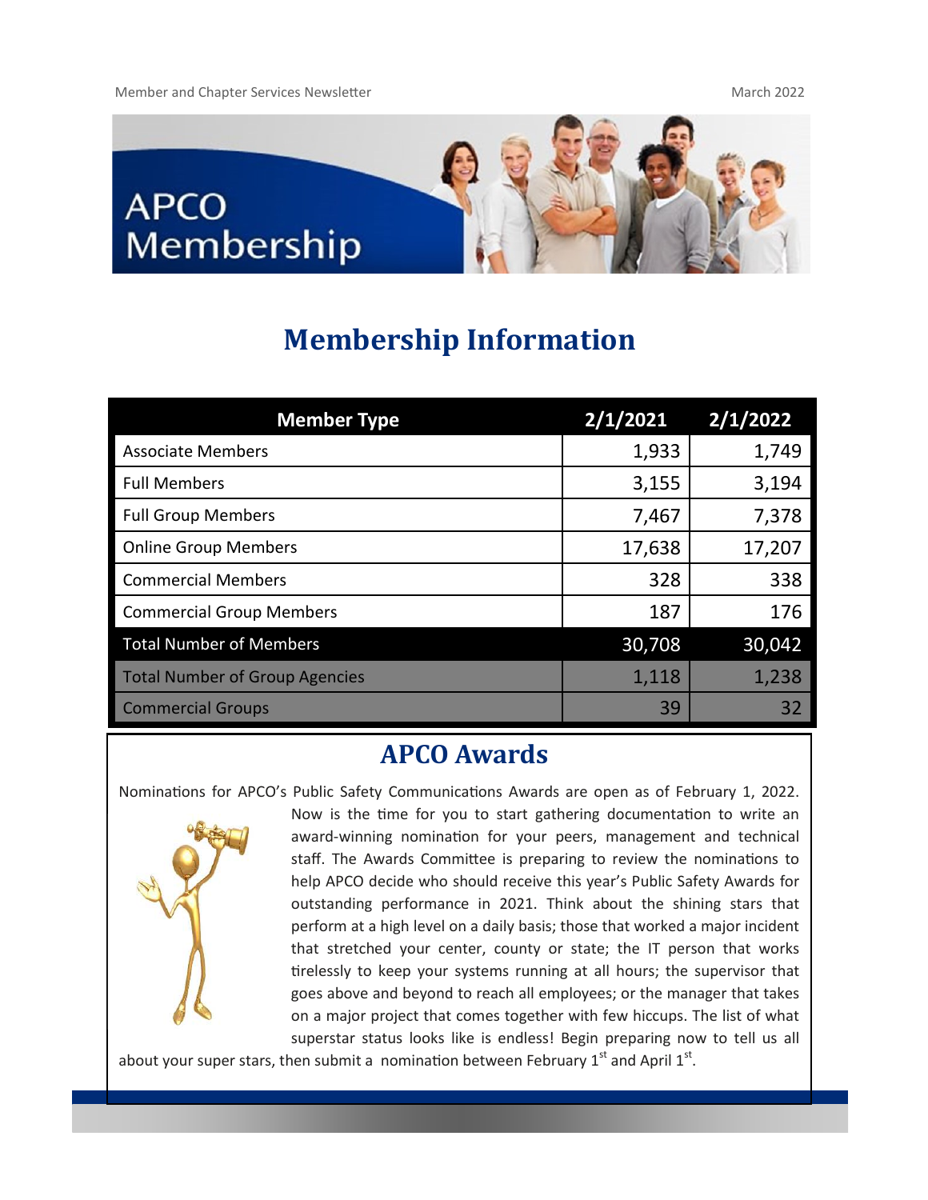# APCO Membership

## Membership Information

| Member Type | 2/1/2021 | 2/1/2022 |
|---|---|---|
| Associate Members | 1,933 | 1,749 |
| Full Members | 3,155 | 3,194 |
| Full Group Members | 7,467 | 7,378 |
| Online Group Members | 17,638 | 17,207 |
| Commercial Members | 328 | 338 |
| Commercial Group Members | 187 | 176 |
| Total Number of Members | 30,708 | 30,042 |
| Total Number of Group Agencies | 1,118 | 1,238 |
| Commercial Groups | 39 | 32 |

## APCO Awards

Nominations for APCO's Public Safety Communications Awards are open as of February 1, 2022. Now is the time for you to start gathering documentation to write an award-winning nomination for your peers, management and technical staff. The Awards Committee is preparing to review the nominations to help APCO decide who should receive this year's Public Safety Awards for outstanding performance in 2021. Think about the shining stars that perform at a high level on a daily basis; those that worked a major incident that stretched your center, county or state; the IT person that works tirelessly to keep your systems running at all hours; the supervisor that goes above and beyond to reach all employees; or the manager that takes on a major project that comes together with few hiccups. The list of what superstar status looks like is endless! Begin preparing now to tell us all about your super stars, then submit a nomination between February 1st and April 1st.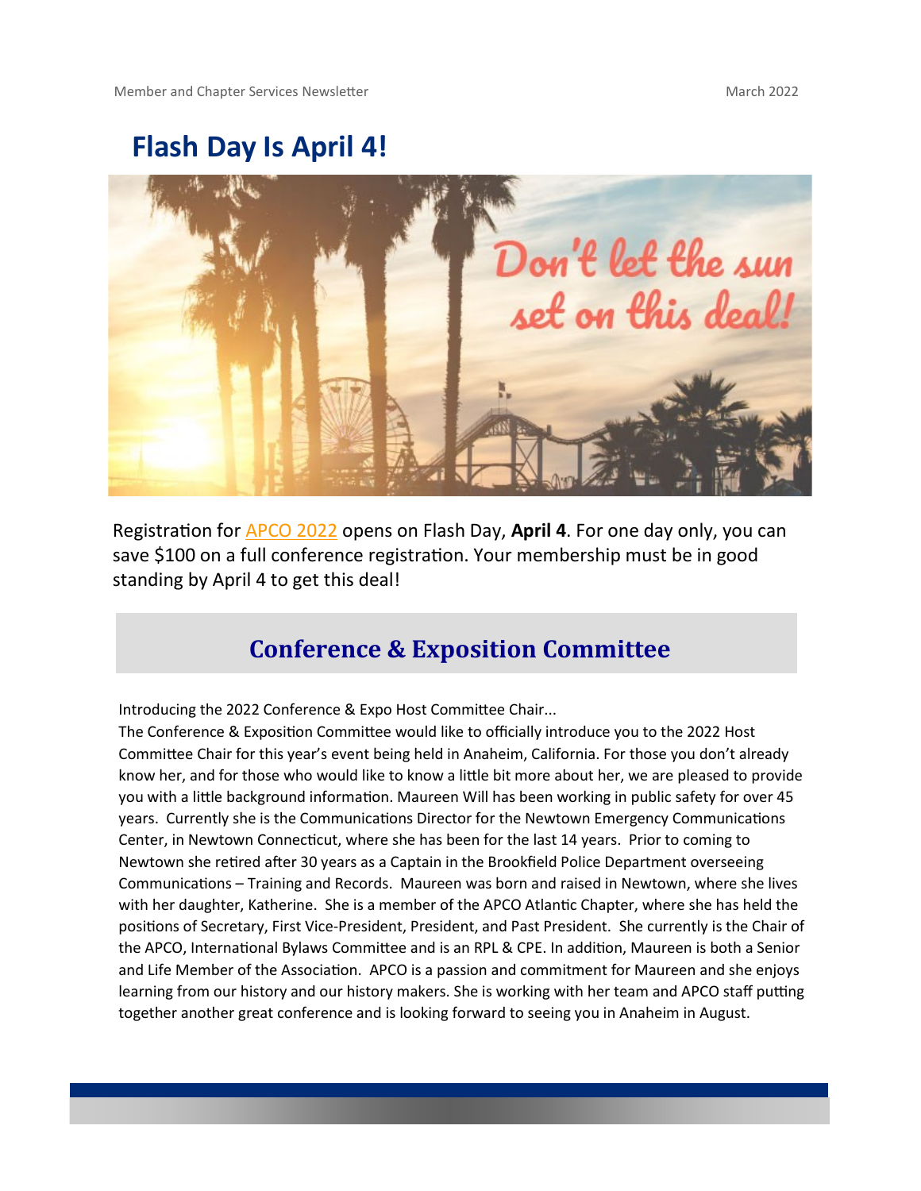# Flash Day Is April 4!

Registration for APCO 2022 opens on Flash Day, **April 4**. For one day only, you can save $100 on a full conference registration. Your membership must be in good standing by April 4 to get this deal!

## Conference & Exposition Committee

Introducing the 2022 Conference & Expo Host Committee Chair...

The Conference & Exposition Committee would like to officially introduce you to the 2022 Host Committee Chair for this year's event being held in Anaheim, California. For those you don't already know her, and for those who would like to know a little bit more about her, we are pleased to provide you with a little background information. Maureen Will has been working in public safety for over 45 years. Currently she is the Communications Director for the Newtown Emergency Communications Center, in Newtown Connecticut, where she has been for the last 14 years. Prior to coming to Newtown she retired after 30 years as a Captain in the Brookfield Police Department overseeing Communications – Training and Records. Maureen was born and raised in Newtown, where she lives with her daughter, Katherine. She is a member of the APCO Atlantic Chapter, where she has held the positions of Secretary, First Vice-President, President, and Past President. She currently is the Chair of the APCO, International Bylaws Committee and is an RPL & CPE. In addition, Maureen is both a Senior and Life Member of the Association. APCO is a passion and commitment for Maureen and she enjoys learning from our history and our history makers. She is working with her team and APCO staff putting together another great conference and is looking forward to seeing you in Anaheim in August.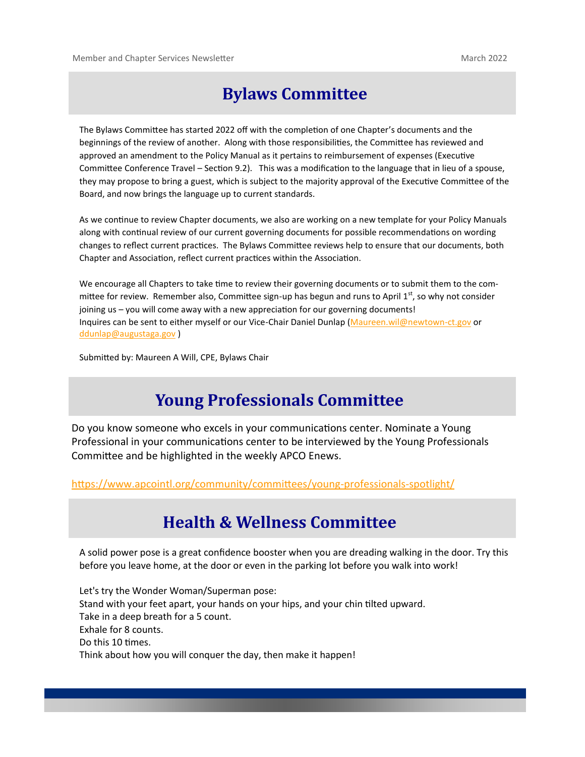# Bylaws Committee

The Bylaws Committee has started 2022 off with the completion of one Chapter's documents and the beginnings of the review of another. Along with those responsibilities, the Committee has reviewed and approved an amendment to the Policy Manual as it pertains to reimbursement of expenses (Executive Committee Conference Travel – Section 9.2). This was a modification to the language that in lieu of a spouse, they may propose to bring a guest, which is subject to the majority approval of the Executive Committee of the Board, and now brings the language up to current standards.

As we continue to review Chapter documents, we also are working on a new template for your Policy Manuals along with continual review of our current governing documents for possible recommendations on wording changes to reflect current practices. The Bylaws Committee reviews help to ensure that our documents, both Chapter and Association, reflect current practices within the Association.

We encourage all Chapters to take time to review their governing documents or to submit them to the committee for review. Remember also, Committee sign-up has begun and runs to April 1st, so why not consider joining us – you will come away with a new appreciation for our governing documents!
Inquires can be sent to either myself or our Vice-Chair Daniel Dunlap (Maureen.wil@newtown-ct.gov or ddunlap@augustaga.gov )

Submitted by: Maureen A Will, CPE, Bylaws Chair

# Young Professionals Committee

Do you know someone who excels in your communications center. Nominate a Young Professional in your communications center to be interviewed by the Young Professionals Committee and be highlighted in the weekly APCO Enews.

https://www.apcointl.org/community/committees/young-professionals-spotlight/

# Health & Wellness Committee

A solid power pose is a great confidence booster when you are dreading walking in the door. Try this before you leave home, at the door or even in the parking lot before you walk into work!

Let's try the Wonder Woman/Superman pose:
Stand with your feet apart, your hands on your hips, and your chin tilted upward.
Take in a deep breath for a 5 count.
Exhale for 8 counts.
Do this 10 times.
Think about how you will conquer the day, then make it happen!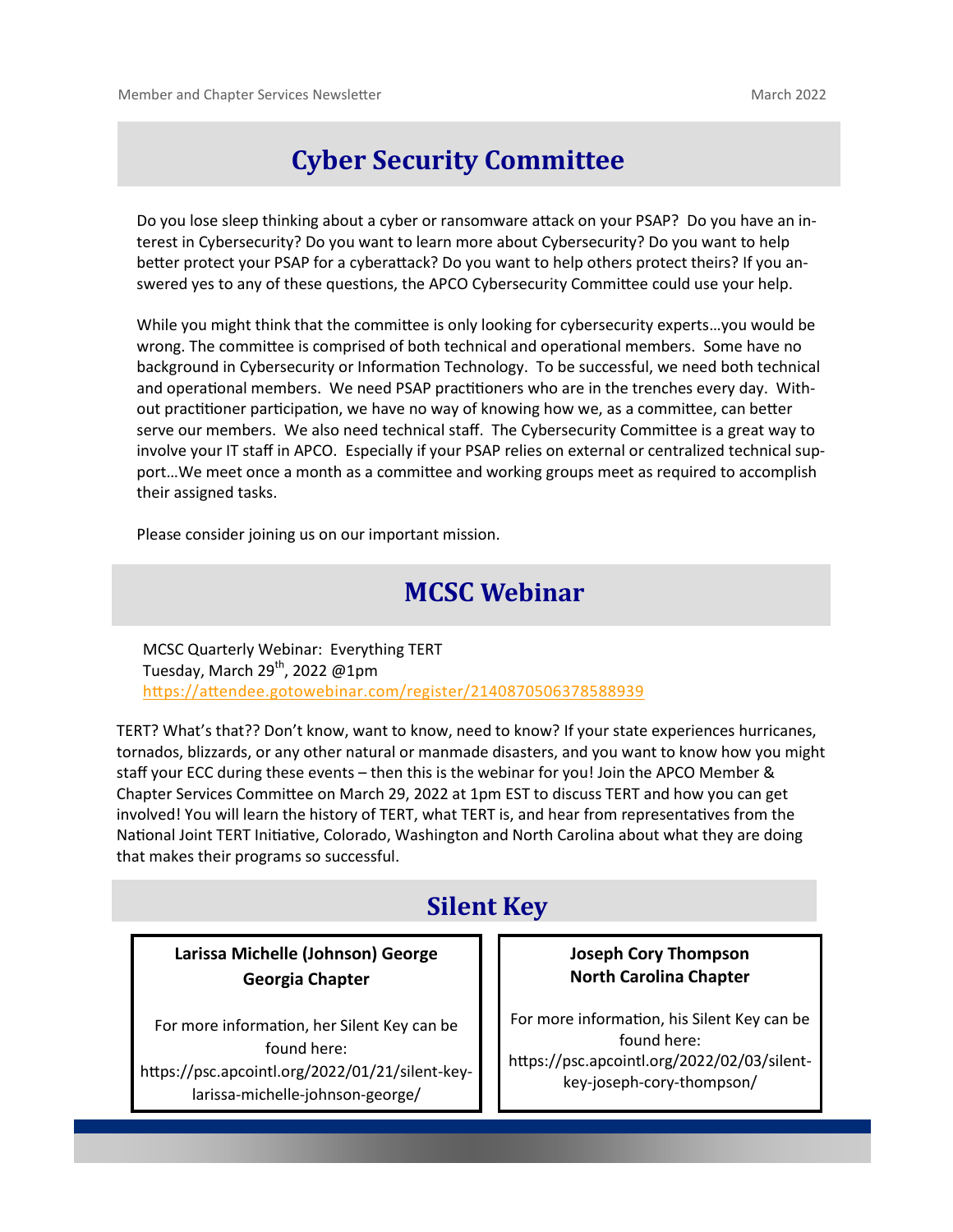## Cyber Security Committee

Do you lose sleep thinking about a cyber or ransomware attack on your PSAP? Do you have an interest in Cybersecurity? Do you want to learn more about Cybersecurity? Do you want to help better protect your PSAP for a cyberattack? Do you want to help others protect theirs? If you answered yes to any of these questions, the APCO Cybersecurity Committee could use your help.

While you might think that the committee is only looking for cybersecurity experts…you would be wrong. The committee is comprised of both technical and operational members. Some have no background in Cybersecurity or Information Technology. To be successful, we need both technical and operational members. We need PSAP practitioners who are in the trenches every day. Without practitioner participation, we have no way of knowing how we, as a committee, can better serve our members. We also need technical staff. The Cybersecurity Committee is a great way to involve your IT staff in APCO. Especially if your PSAP relies on external or centralized technical support…We meet once a month as a committee and working groups meet as required to accomplish their assigned tasks.

Please consider joining us on our important mission.

## MCSC Webinar

MCSC Quarterly Webinar: Everything TERT
Tuesday, March 29th, 2022 @1pm
https://attendee.gotowebinar.com/register/2140870506378588939

TERT? What's that?? Don't know, want to know, need to know? If your state experiences hurricanes, tornados, blizzards, or any other natural or manmade disasters, and you want to know how you might staff your ECC during these events – then this is the webinar for you! Join the APCO Member & Chapter Services Committee on March 29, 2022 at 1pm EST to discuss TERT and how you can get involved! You will learn the history of TERT, what TERT is, and hear from representatives from the National Joint TERT Initiative, Colorado, Washington and North Carolina about what they are doing that makes their programs so successful.

## Silent Key

**Larissa Michelle (Johnson) George**
**Georgia Chapter**

For more information, her Silent Key can be found here: https://psc.apcointl.org/2022/01/21/silent-key-larissa-michelle-johnson-george/

**Joseph Cory Thompson**
**North Carolina Chapter**

For more information, his Silent Key can be found here: https://psc.apcointl.org/2022/02/03/silent-key-joseph-cory-thompson/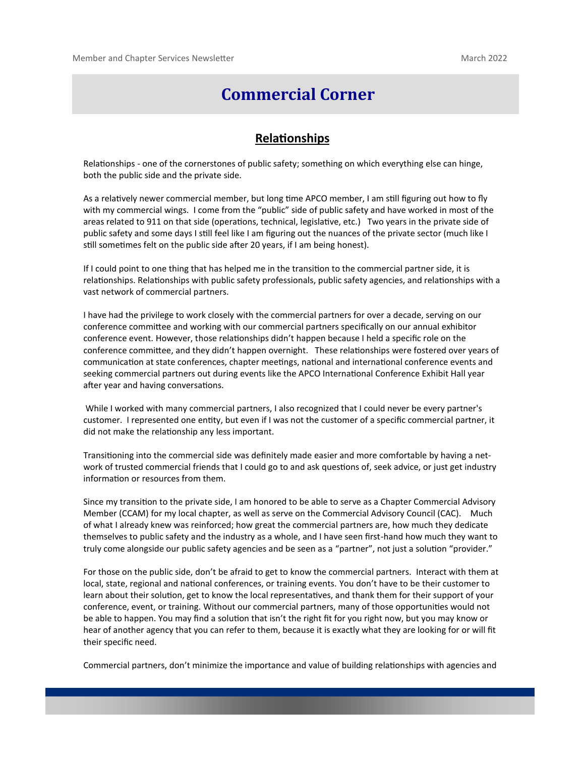# Commercial Corner

## Relationships

Relationships - one of the cornerstones of public safety; something on which everything else can hinge, both the public side and the private side.

As a relatively newer commercial member, but long time APCO member, I am still figuring out how to fly with my commercial wings. I come from the "public" side of public safety and have worked in most of the areas related to 911 on that side (operations, technical, legislative, etc.) Two years in the private side of public safety and some days I still feel like I am figuring out the nuances of the private sector (much like I still sometimes felt on the public side after 20 years, if I am being honest).

If I could point to one thing that has helped me in the transition to the commercial partner side, it is relationships. Relationships with public safety professionals, public safety agencies, and relationships with a vast network of commercial partners.

I have had the privilege to work closely with the commercial partners for over a decade, serving on our conference committee and working with our commercial partners specifically on our annual exhibitor conference event. However, those relationships didn't happen because I held a specific role on the conference committee, and they didn't happen overnight. These relationships were fostered over years of communication at state conferences, chapter meetings, national and international conference events and seeking commercial partners out during events like the APCO International Conference Exhibit Hall year after year and having conversations.

While I worked with many commercial partners, I also recognized that I could never be every partner's customer. I represented one entity, but even if I was not the customer of a specific commercial partner, it did not make the relationship any less important.

Transitioning into the commercial side was definitely made easier and more comfortable by having a network of trusted commercial friends that I could go to and ask questions of, seek advice, or just get industry information or resources from them.

Since my transition to the private side, I am honored to be able to serve as a Chapter Commercial Advisory Member (CCAM) for my local chapter, as well as serve on the Commercial Advisory Council (CAC). Much of what I already knew was reinforced; how great the commercial partners are, how much they dedicate themselves to public safety and the industry as a whole, and I have seen first-hand how much they want to truly come alongside our public safety agencies and be seen as a "partner", not just a solution "provider."

For those on the public side, don't be afraid to get to know the commercial partners. Interact with them at local, state, regional and national conferences, or training events. You don't have to be their customer to learn about their solution, get to know the local representatives, and thank them for their support of your conference, event, or training. Without our commercial partners, many of those opportunities would not be able to happen. You may find a solution that isn't the right fit for you right now, but you may know or hear of another agency that you can refer to them, because it is exactly what they are looking for or will fit their specific need.

Commercial partners, don't minimize the importance and value of building relationships with agencies and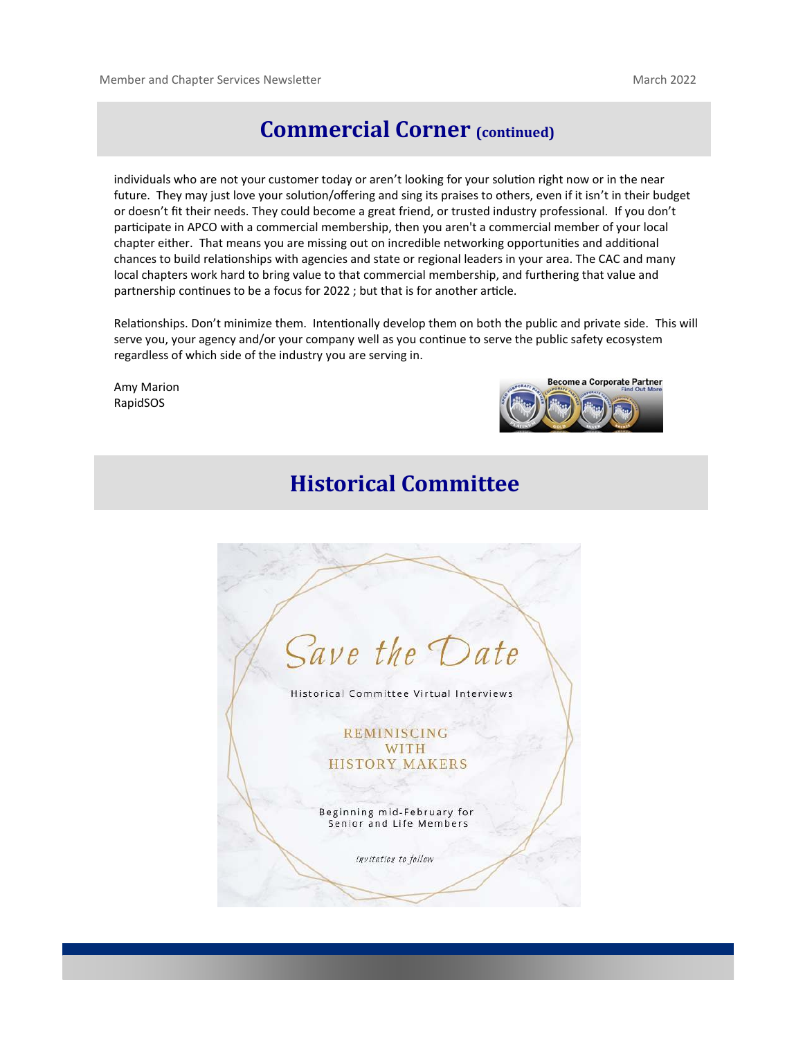## Commercial Corner (continued)

individuals who are not your customer today or aren't looking for your solution right now or in the near future. They may just love your solution/offering and sing its praises to others, even if it isn't in their budget or doesn't fit their needs. They could become a great friend, or trusted industry professional. If you don't participate in APCO with a commercial membership, then you aren't a commercial member of your local chapter either. That means you are missing out on incredible networking opportunities and additional chances to build relationships with agencies and state or regional leaders in your area. The CAC and many local chapters work hard to bring value to that commercial membership, and furthering that value and partnership continues to be a focus for 2022 ; but that is for another article.

Relationships. Don't minimize them. Intentionally develop them on both the public and private side. This will serve you, your agency and/or your company well as you continue to serve the public safety ecosystem regardless of which side of the industry you are serving in.

Amy Marion
RapidSOS

Become a Corporate Partner
Find Out More

## Historical Committee

*Save the Date*

Historical Committee Virtual Interviews

REMINISCING WITH HISTORY MAKERS

Beginning mid-February for Senior and Life Members

*invitation to follow*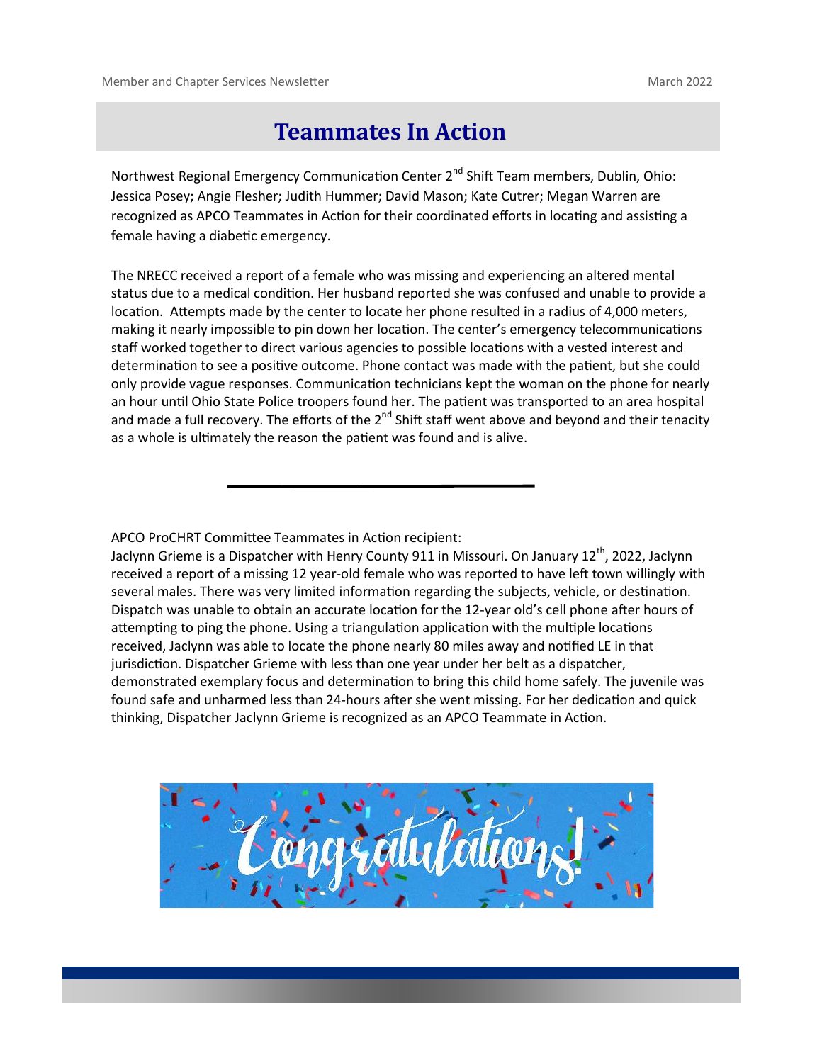# Teammates In Action

Northwest Regional Emergency Communication Center 2nd Shift Team members, Dublin, Ohio: Jessica Posey; Angie Flesher; Judith Hummer; David Mason; Kate Cutrer; Megan Warren are recognized as APCO Teammates in Action for their coordinated efforts in locating and assisting a female having a diabetic emergency.

The NRECC received a report of a female who was missing and experiencing an altered mental status due to a medical condition. Her husband reported she was confused and unable to provide a location. Attempts made by the center to locate her phone resulted in a radius of 4,000 meters, making it nearly impossible to pin down her location. The center's emergency telecommunications staff worked together to direct various agencies to possible locations with a vested interest and determination to see a positive outcome. Phone contact was made with the patient, but she could only provide vague responses. Communication technicians kept the woman on the phone for nearly an hour until Ohio State Police troopers found her. The patient was transported to an area hospital and made a full recovery. The efforts of the 2nd Shift staff went above and beyond and their tenacity as a whole is ultimately the reason the patient was found and is alive.

---

APCO ProCHRT Committee Teammates in Action recipient:
Jaclynn Grieme is a Dispatcher with Henry County 911 in Missouri. On January 12th, 2022, Jaclynn received a report of a missing 12 year-old female who was reported to have left town willingly with several males. There was very limited information regarding the subjects, vehicle, or destination. Dispatch was unable to obtain an accurate location for the 12-year old's cell phone after hours of attempting to ping the phone. Using a triangulation application with the multiple locations received, Jaclynn was able to locate the phone nearly 80 miles away and notified LE in that jurisdiction. Dispatcher Grieme with less than one year under her belt as a dispatcher, demonstrated exemplary focus and determination to bring this child home safely. The juvenile was found safe and unharmed less than 24-hours after she went missing. For her dedication and quick thinking, Dispatcher Jaclynn Grieme is recognized as an APCO Teammate in Action.

Congratulations!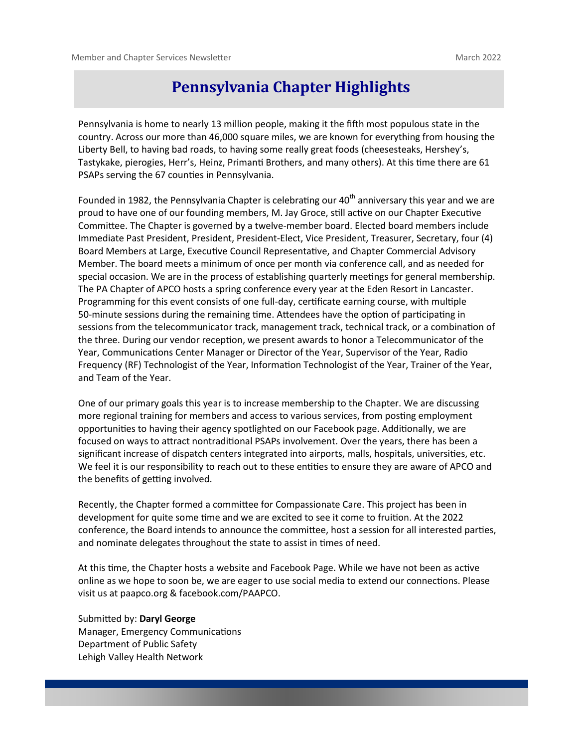# Pennsylvania Chapter Highlights

Pennsylvania is home to nearly 13 million people, making it the fifth most populous state in the country. Across our more than 46,000 square miles, we are known for everything from housing the Liberty Bell, to having bad roads, to having some really great foods (cheesesteaks, Hershey's, Tastykake, pierogies, Herr's, Heinz, Primanti Brothers, and many others). At this time there are 61 PSAPs serving the 67 counties in Pennsylvania.

Founded in 1982, the Pennsylvania Chapter is celebrating our 40th anniversary this year and we are proud to have one of our founding members, M. Jay Groce, still active on our Chapter Executive Committee. The Chapter is governed by a twelve-member board. Elected board members include Immediate Past President, President, President-Elect, Vice President, Treasurer, Secretary, four (4) Board Members at Large, Executive Council Representative, and Chapter Commercial Advisory Member. The board meets a minimum of once per month via conference call, and as needed for special occasion. We are in the process of establishing quarterly meetings for general membership. The PA Chapter of APCO hosts a spring conference every year at the Eden Resort in Lancaster. Programming for this event consists of one full-day, certificate earning course, with multiple 50-minute sessions during the remaining time. Attendees have the option of participating in sessions from the telecommunicator track, management track, technical track, or a combination of the three. During our vendor reception, we present awards to honor a Telecommunicator of the Year, Communications Center Manager or Director of the Year, Supervisor of the Year, Radio Frequency (RF) Technologist of the Year, Information Technologist of the Year, Trainer of the Year, and Team of the Year.

One of our primary goals this year is to increase membership to the Chapter. We are discussing more regional training for members and access to various services, from posting employment opportunities to having their agency spotlighted on our Facebook page. Additionally, we are focused on ways to attract nontraditional PSAPs involvement. Over the years, there has been a significant increase of dispatch centers integrated into airports, malls, hospitals, universities, etc. We feel it is our responsibility to reach out to these entities to ensure they are aware of APCO and the benefits of getting involved.

Recently, the Chapter formed a committee for Compassionate Care. This project has been in development for quite some time and we are excited to see it come to fruition. At the 2022 conference, the Board intends to announce the committee, host a session for all interested parties, and nominate delegates throughout the state to assist in times of need.

At this time, the Chapter hosts a website and Facebook Page. While we have not been as active online as we hope to soon be, we are eager to use social media to extend our connections. Please visit us at paapco.org & facebook.com/PAAPCO.

Submitted by: **Daryl George**
Manager, Emergency Communications
Department of Public Safety
Lehigh Valley Health Network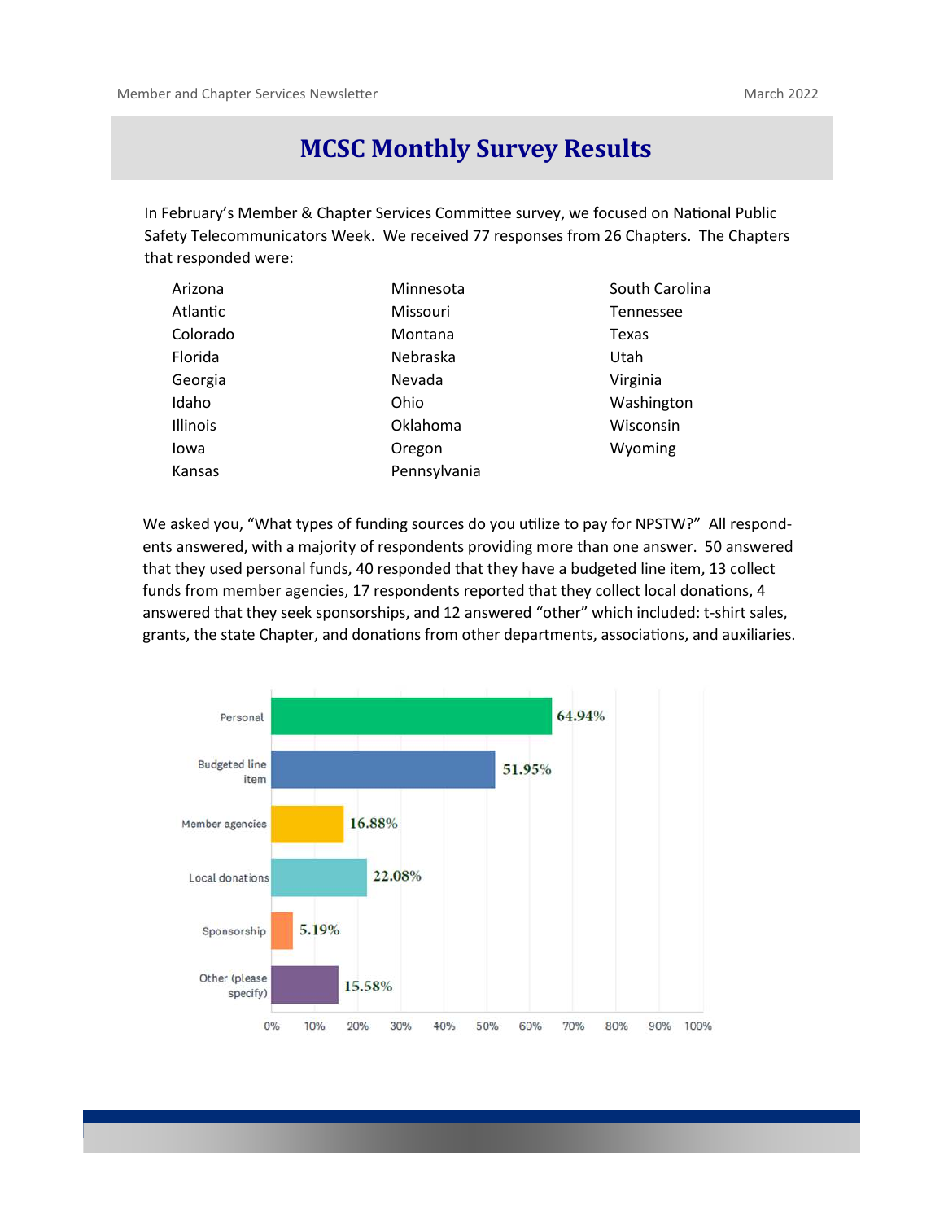# MCSC Monthly Survey Results

In February's Member & Chapter Services Committee survey, we focused on National Public Safety Telecommunicators Week. We received 77 responses from 26 Chapters. The Chapters that responded were:

- Arizona
- Atlantic
- Colorado
- Florida
- Georgia
- Idaho
- Illinois
- Iowa
- Kansas
- Minnesota
- Missouri
- Montana
- Nebraska
- Nevada
- Ohio
- Oklahoma
- Oregon
- Pennsylvania
- South Carolina
- Tennessee
- Texas
- Utah
- Virginia
- Washington
- Wisconsin
- Wyoming

We asked you, "What types of funding sources do you utilize to pay for NPSTW?" All respondents answered, with a majority of respondents providing more than one answer. 50 answered that they used personal funds, 40 responded that they have a budgeted line item, 13 collect funds from member agencies, 17 respondents reported that they collect local donations, 4 answered that they seek sponsorships, and 12 answered "other" which included: t-shirt sales, grants, the state Chapter, and donations from other departments, associations, and auxiliaries.

| Funding source | Percentage |
|---|---|
| Personal | 64.94% |
| Budgeted line item | 51.95% |
| Member agencies | 16.88% |
| Local donations | 22.08% |
| Sponsorship | 5.19% |
| Other (please specify) | 15.58% |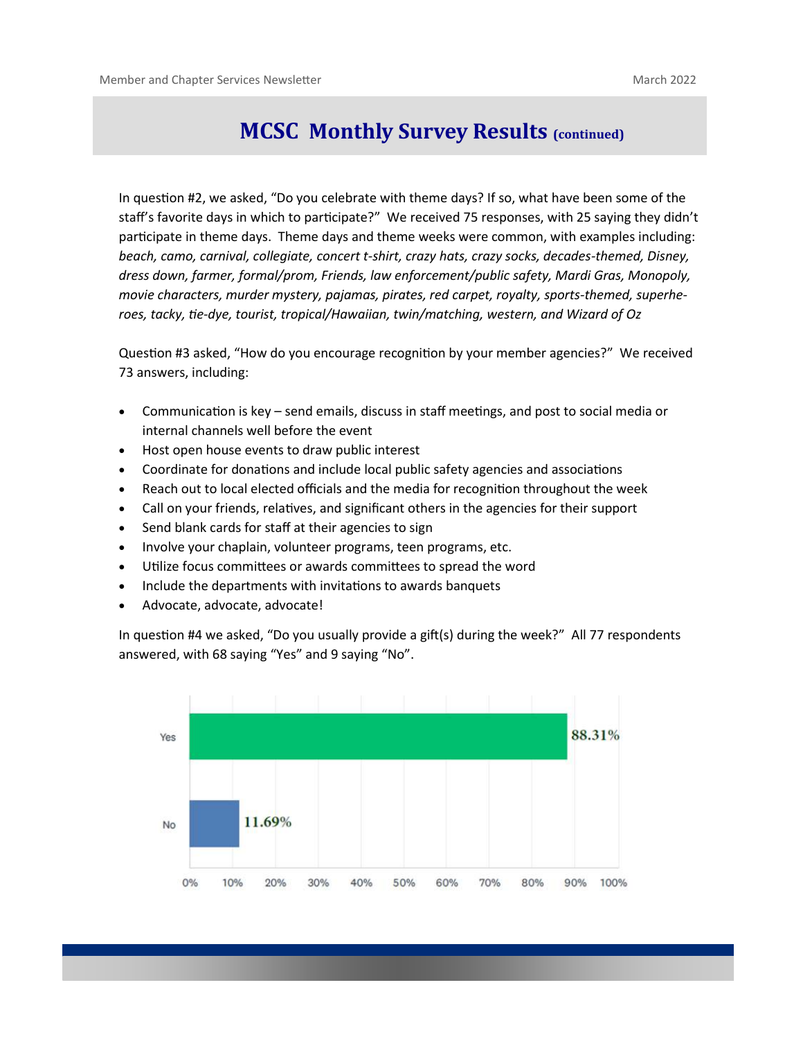## MCSC Monthly Survey Results (continued)

In question #2, we asked, “Do you celebrate with theme days? If so, what have been some of the staff’s favorite days in which to participate?” We received 75 responses, with 25 saying they didn’t participate in theme days. Theme days and theme weeks were common, with examples including: *beach, camo, carnival, collegiate, concert t-shirt, crazy hats, crazy socks, decades-themed, Disney, dress down, farmer, formal/prom, Friends, law enforcement/public safety, Mardi Gras, Monopoly, movie characters, murder mystery, pajamas, pirates, red carpet, royalty, sports-themed, superheroes, tacky, tie-dye, tourist, tropical/Hawaiian, twin/matching, western, and Wizard of Oz*

Question #3 asked, “How do you encourage recognition by your member agencies?” We received 73 answers, including:

- Communication is key – send emails, discuss in staff meetings, and post to social media or internal channels well before the event
- Host open house events to draw public interest
- Coordinate for donations and include local public safety agencies and associations
- Reach out to local elected officials and the media for recognition throughout the week
- Call on your friends, relatives, and significant others in the agencies for their support
- Send blank cards for staff at their agencies to sign
- Involve your chaplain, volunteer programs, teen programs, etc.
- Utilize focus committees or awards committees to spread the word
- Include the departments with invitations to awards banquets
- Advocate, advocate, advocate!

In question #4 we asked, “Do you usually provide a gift(s) during the week?” All 77 respondents answered, with 68 saying “Yes” and 9 saying “No”.

| Answer | Percentage |
| --- | --- |
| Yes | 88.31% |
| No | 11.69% |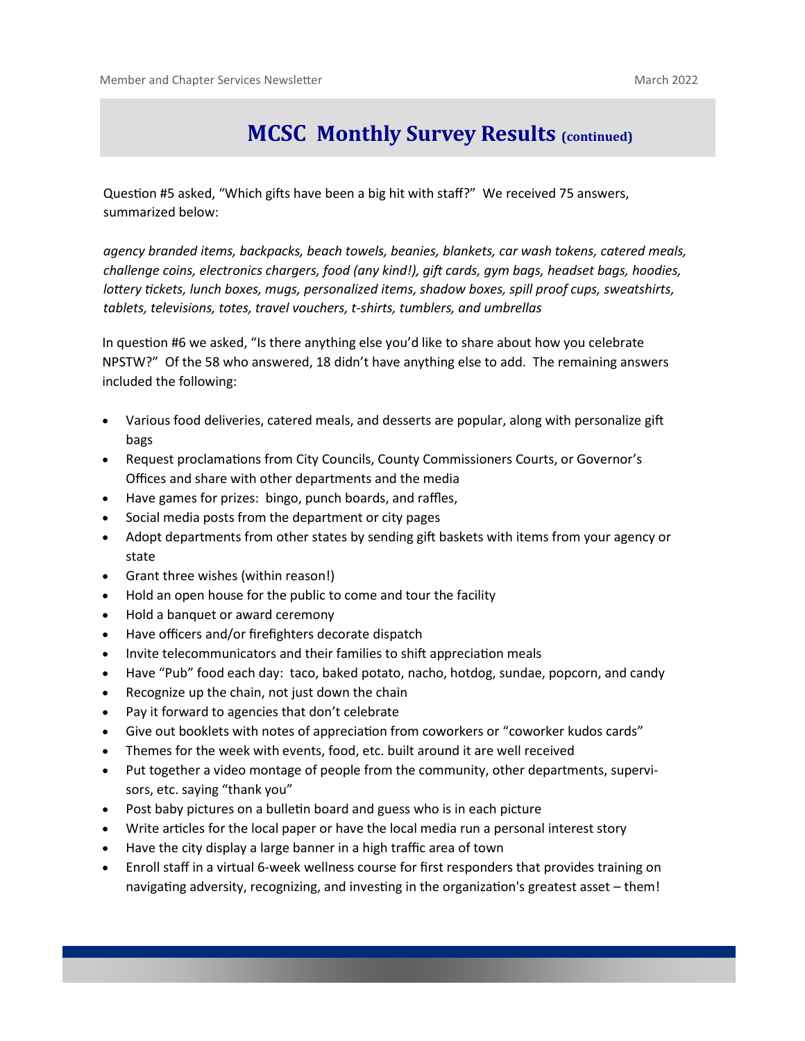## MCSC Monthly Survey Results (continued)

Question #5 asked, "Which gifts have been a big hit with staff?" We received 75 answers, summarized below:

*agency branded items, backpacks, beach towels, beanies, blankets, car wash tokens, catered meals, challenge coins, electronics chargers, food (any kind!), gift cards, gym bags, headset bags, hoodies, lottery tickets, lunch boxes, mugs, personalized items, shadow boxes, spill proof cups, sweatshirts, tablets, televisions, totes, travel vouchers, t-shirts, tumblers, and umbrellas*

In question #6 we asked, "Is there anything else you'd like to share about how you celebrate NPSTW?" Of the 58 who answered, 18 didn't have anything else to add. The remaining answers included the following:

- Various food deliveries, catered meals, and desserts are popular, along with personalize gift bags
- Request proclamations from City Councils, County Commissioners Courts, or Governor's Offices and share with other departments and the media
- Have games for prizes: bingo, punch boards, and raffles,
- Social media posts from the department or city pages
- Adopt departments from other states by sending gift baskets with items from your agency or state
- Grant three wishes (within reason!)
- Hold an open house for the public to come and tour the facility
- Hold a banquet or award ceremony
- Have officers and/or firefighters decorate dispatch
- Invite telecommunicators and their families to shift appreciation meals
- Have "Pub" food each day: taco, baked potato, nacho, hotdog, sundae, popcorn, and candy
- Recognize up the chain, not just down the chain
- Pay it forward to agencies that don't celebrate
- Give out booklets with notes of appreciation from coworkers or "coworker kudos cards"
- Themes for the week with events, food, etc. built around it are well received
- Put together a video montage of people from the community, other departments, supervisors, etc. saying "thank you"
- Post baby pictures on a bulletin board and guess who is in each picture
- Write articles for the local paper or have the local media run a personal interest story
- Have the city display a large banner in a high traffic area of town
- Enroll staff in a virtual 6-week wellness course for first responders that provides training on navigating adversity, recognizing, and investing in the organization's greatest asset – them!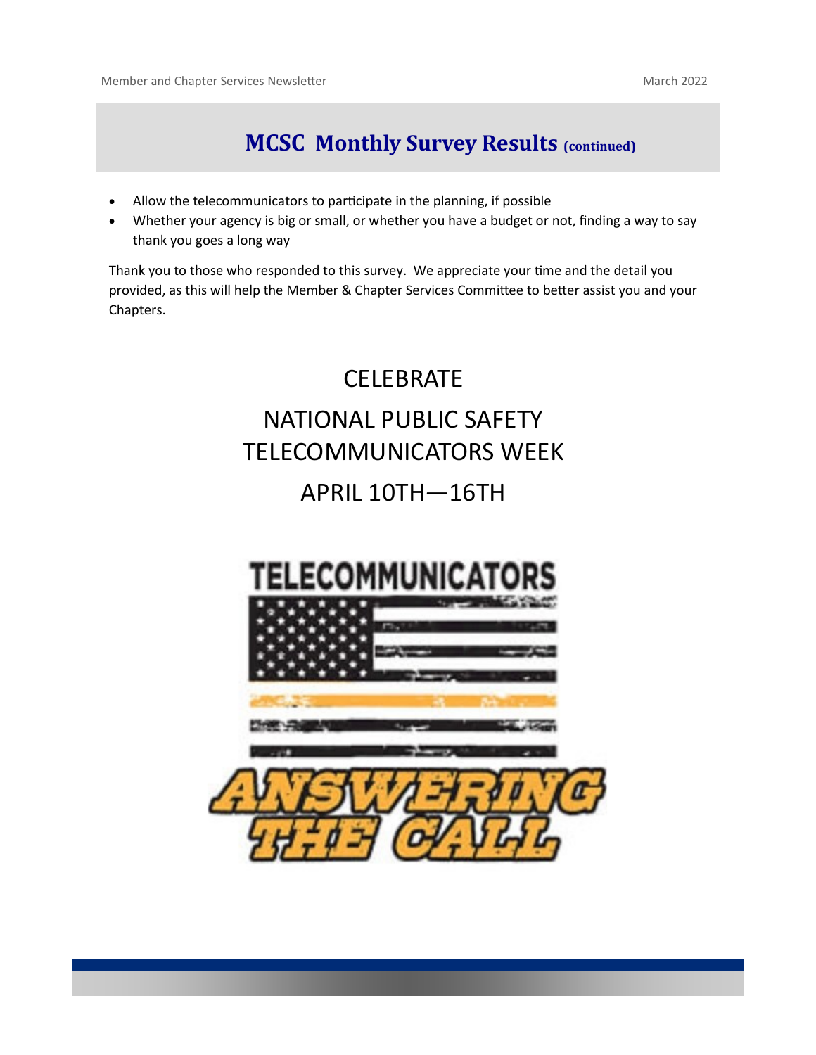## MCSC Monthly Survey Results (continued)

- Allow the telecommunicators to participate in the planning, if possible
- Whether your agency is big or small, or whether you have a budget or not, finding a way to say thank you goes a long way

Thank you to those who responded to this survey. We appreciate your time and the detail you provided, as this will help the Member & Chapter Services Committee to better assist you and your Chapters.

CELEBRATE

NATIONAL PUBLIC SAFETY TELECOMMUNICATORS WEEK

APRIL 10TH—16TH

TELECOMMUNICATORS

ANSWERING THE CALL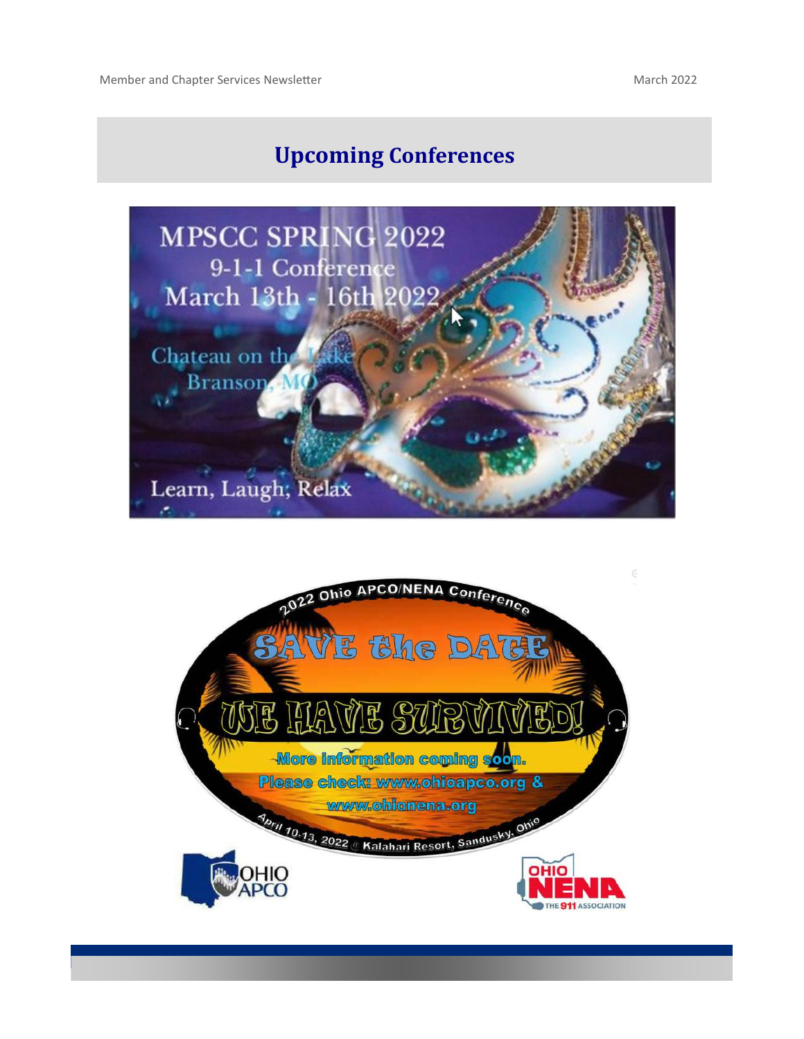## Upcoming Conferences

MPSCC SPRING 2022
9-1-1 Conference
March 13th - 16th 2022

Chateau on the Lake
Branson, MO

Learn, Laugh, Relax

2022 Ohio APCO/NENA Conference

SAVE the DATE

WE HAVE SURVIVED!

More information coming soon.
Please check: www.ohioapco.org &
www.ohionena.org

April 10-13, 2022 Kalahari Resort, Sandusky, Ohio

OHIO APCO

OHIO NENA THE 911 ASSOCIATION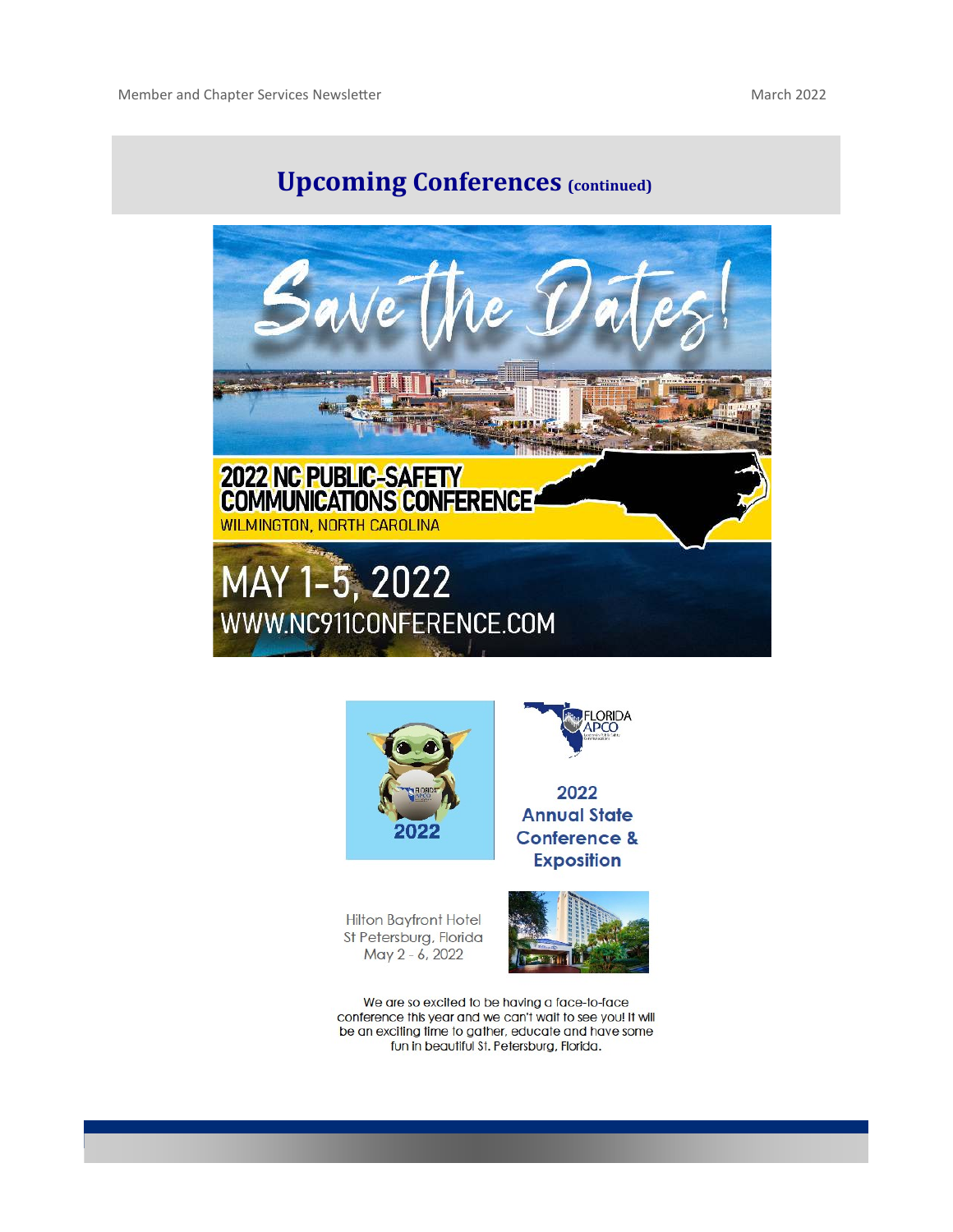## Upcoming Conferences (continued)

Save the Dates!

2022 NC PUBLIC-SAFETY COMMUNICATIONS CONFERENCE

WILMINGTON, NORTH CAROLINA

MAY 1-5, 2022

WWW.NC911CONFERENCE.COM

FLORIDA APCO

2022 Annual State Conference & Exposition

Hilton Bayfront Hotel
St Petersburg, Florida
May 2 - 6, 2022

We are so excited to be having a face-to-face conference this year and we can't wait to see you! It will be an exciting time to gather, educate and have some fun in beautiful St. Petersburg, Florida.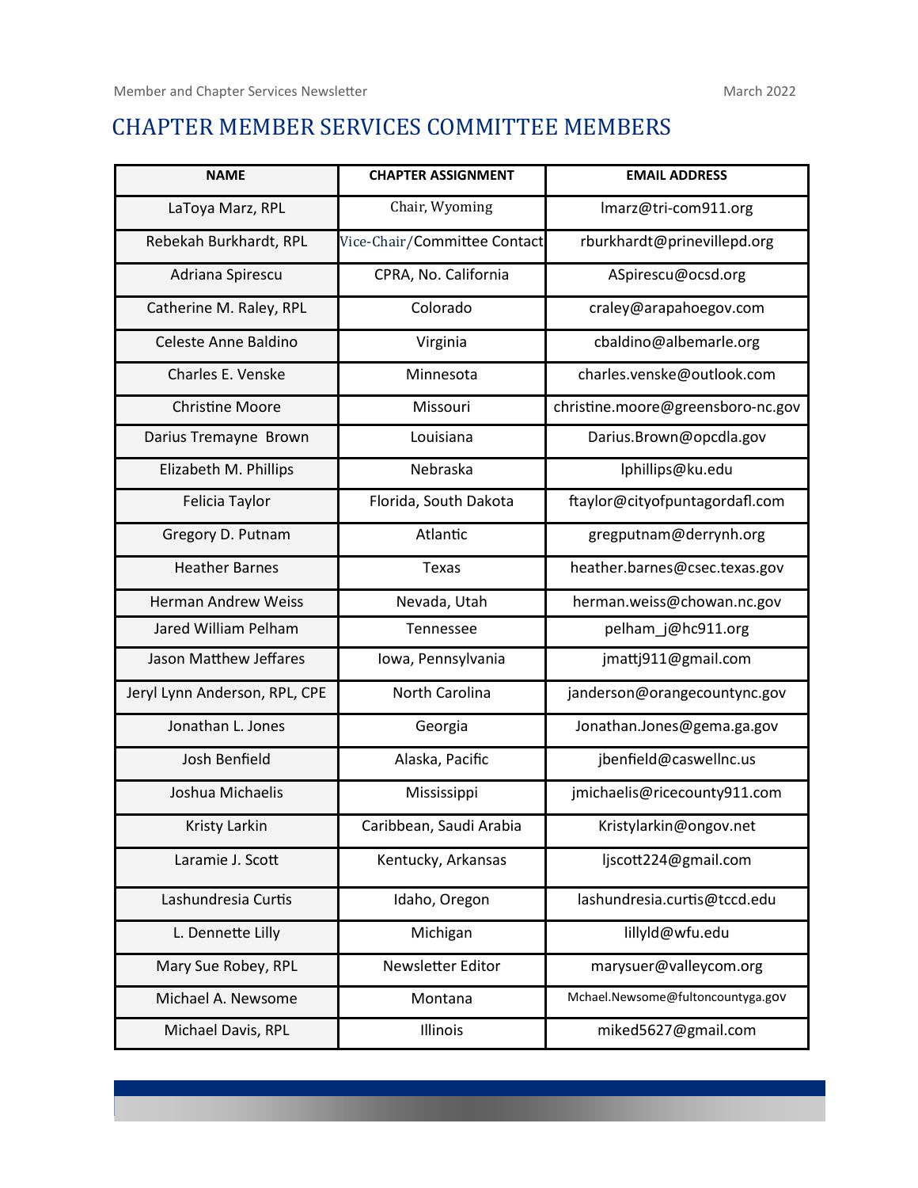# CHAPTER MEMBER SERVICES COMMITTEE MEMBERS

| NAME | CHAPTER ASSIGNMENT | EMAIL ADDRESS |
|---|---|---|
| LaToya Marz, RPL | Chair, Wyoming | lmarz@tri-com911.org |
| Rebekah Burkhardt, RPL | Vice-Chair/Committee Contact | rburkhardt@prinevillepd.org |
| Adriana Spirescu | CPRA, No. California | ASpirescu@ocsd.org |
| Catherine M. Raley, RPL | Colorado | craley@arapahoegov.com |
| Celeste Anne Baldino | Virginia | cbaldino@albemarle.org |
| Charles E. Venske | Minnesota | charles.venske@outlook.com |
| Christine Moore | Missouri | christine.moore@greensboro-nc.gov |
| Darius Tremayne Brown | Louisiana | Darius.Brown@opcdla.gov |
| Elizabeth M. Phillips | Nebraska | lphillips@ku.edu |
| Felicia Taylor | Florida, South Dakota | ftaylor@cityofpuntagordafl.com |
| Gregory D. Putnam | Atlantic | gregputnam@derrynh.org |
| Heather Barnes | Texas | heather.barnes@csec.texas.gov |
| Herman Andrew Weiss | Nevada, Utah | herman.weiss@chowan.nc.gov |
| Jared William Pelham | Tennessee | pelham_j@hc911.org |
| Jason Matthew Jeffares | Iowa, Pennsylvania | jmattj911@gmail.com |
| Jeryl Lynn Anderson, RPL, CPE | North Carolina | janderson@orangecountync.gov |
| Jonathan L. Jones | Georgia | Jonathan.Jones@gema.ga.gov |
| Josh Benfield | Alaska, Pacific | jbenfield@caswellnc.us |
| Joshua Michaelis | Mississippi | jmichaelis@ricecounty911.com |
| Kristy Larkin | Caribbean, Saudi Arabia | Kristylarkin@ongov.net |
| Laramie J. Scott | Kentucky, Arkansas | ljscott224@gmail.com |
| Lashundresia Curtis | Idaho, Oregon | lashundresia.curtis@tccd.edu |
| L. Dennette Lilly | Michigan | lillyld@wfu.edu |
| Mary Sue Robey, RPL | Newsletter Editor | marysuer@valleycom.org |
| Michael A. Newsome | Montana | Mchael.Newsome@fultoncountyga.gov |
| Michael Davis, RPL | Illinois | miked5627@gmail.com |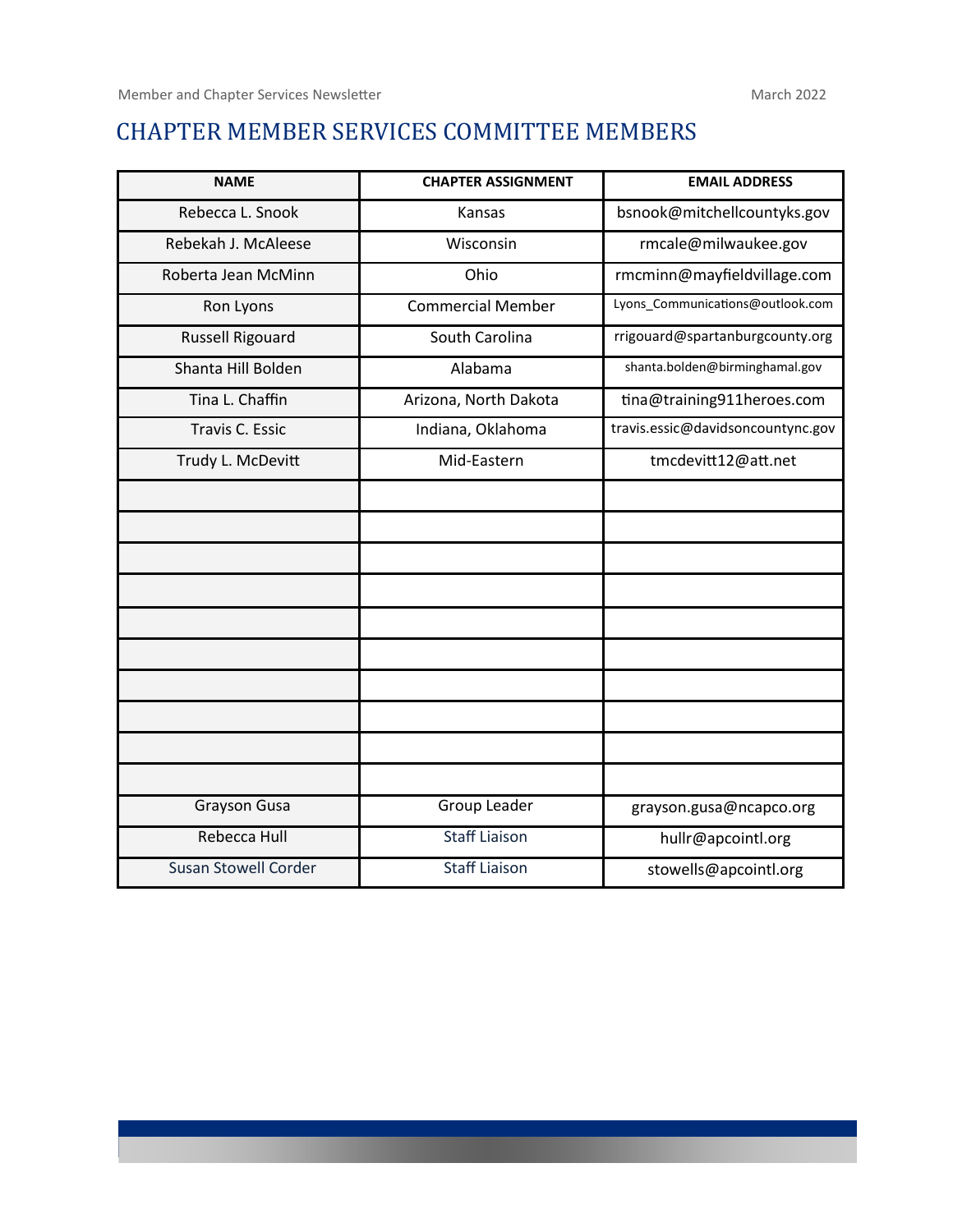# CHAPTER MEMBER SERVICES COMMITTEE MEMBERS

| NAME | CHAPTER ASSIGNMENT | EMAIL ADDRESS |
|---|---|---|
| Rebecca L. Snook | Kansas | bsnook@mitchellcountyks.gov |
| Rebekah J. McAleese | Wisconsin | rmcale@milwaukee.gov |
| Roberta Jean McMinn | Ohio | rmcminn@mayfieldvillage.com |
| Ron Lyons | Commercial Member | Lyons_Communications@outlook.com |
| Russell Rigouard | South Carolina | rrigouard@spartanburgcounty.org |
| Shanta Hill Bolden | Alabama | shanta.bolden@birminghamal.gov |
| Tina L. Chaffin | Arizona, North Dakota | tina@training911heroes.com |
| Travis C. Essic | Indiana, Oklahoma | travis.essic@davidsoncountync.gov |
| Trudy L. McDevitt | Mid-Eastern | tmcdevitt12@att.net |
| | | |
| | | |
| | | |
| | | |
| | | |
| | | |
| | | |
| | | |
| | | |
| | | |
| Grayson Gusa | Group Leader | grayson.gusa@ncapco.org |
| Rebecca Hull | Staff Liaison | hullr@apcointl.org |
| Susan Stowell Corder | Staff Liaison | stowells@apcointl.org |